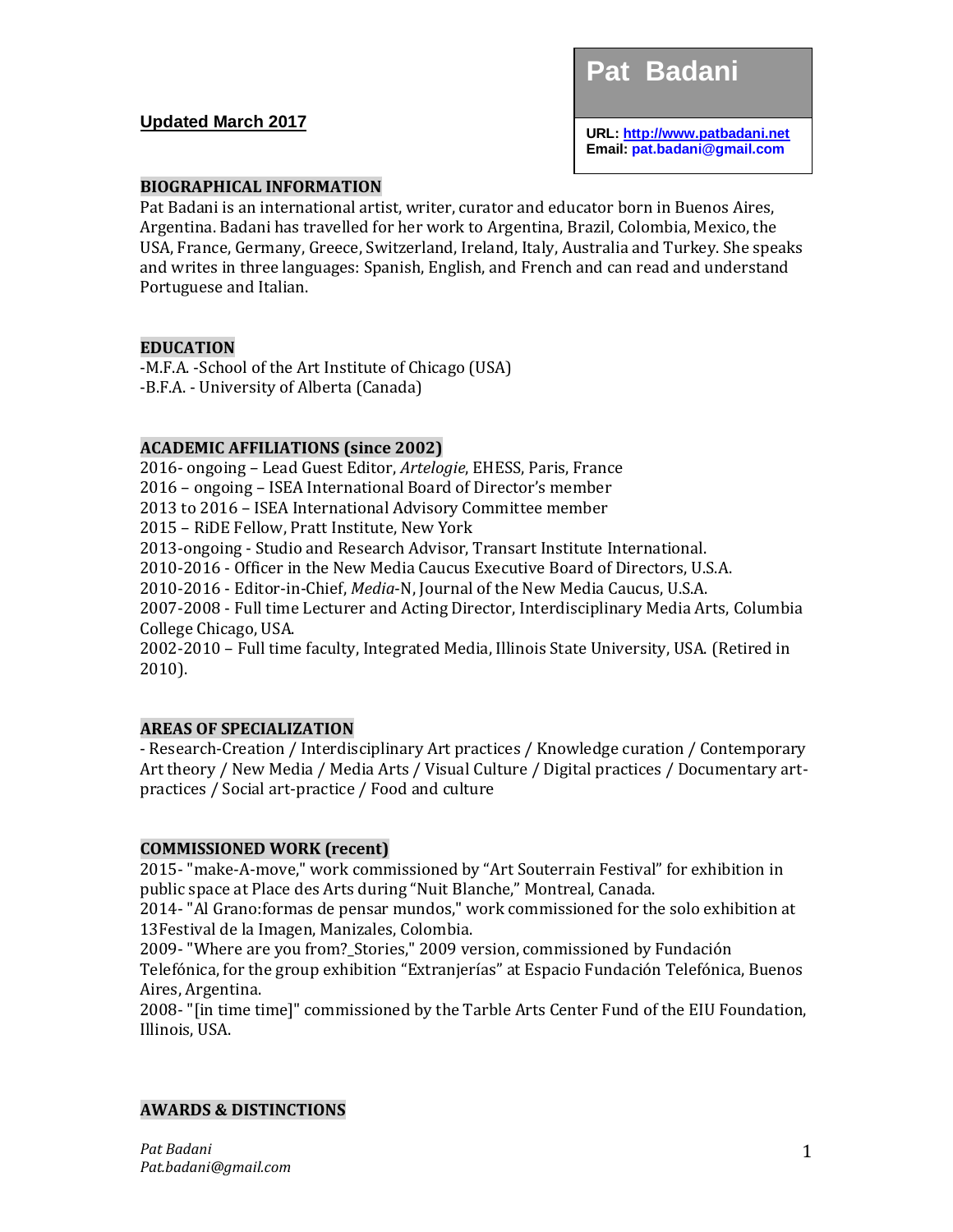**Updated March 2017**

# Pat Badani

**URL:** http://www.patbadani.net
**Email:** pat.badani@gmail.com

## BIOGRAPHICAL INFORMATION

Pat Badani is an international artist, writer, curator and educator born in Buenos Aires, Argentina. Badani has travelled for her work to Argentina, Brazil, Colombia, Mexico, the USA, France, Germany, Greece, Switzerland, Ireland, Italy, Australia and Turkey. She speaks and writes in three languages: Spanish, English, and French and can read and understand Portuguese and Italian.

## EDUCATION

-M.F.A. -School of the Art Institute of Chicago (USA)
-B.F.A. - University of Alberta (Canada)

## ACADEMIC AFFILIATIONS (since 2002)

2016- ongoing – Lead Guest Editor, *Artelogie*, EHESS, Paris, France
2016 – ongoing – ISEA International Board of Director's member
2013 to 2016 – ISEA International Advisory Committee member
2015 – RiDE Fellow, Pratt Institute, New York
2013-ongoing - Studio and Research Advisor, Transart Institute International.
2010-2016 - Officer in the New Media Caucus Executive Board of Directors, U.S.A.
2010-2016 - Editor-in-Chief, *Media*-N, Journal of the New Media Caucus, U.S.A.
2007-2008 - Full time Lecturer and Acting Director, Interdisciplinary Media Arts, Columbia College Chicago, USA.
2002-2010 – Full time faculty, Integrated Media, Illinois State University, USA. (Retired in 2010).

## AREAS OF SPECIALIZATION

- Research-Creation / Interdisciplinary Art practices / Knowledge curation / Contemporary Art theory / New Media / Media Arts / Visual Culture / Digital practices / Documentary art-practices / Social art-practice / Food and culture

## COMMISSIONED WORK (recent)

2015- "make-A-move," work commissioned by "Art Souterrain Festival" for exhibition in public space at Place des Arts during "Nuit Blanche," Montreal, Canada.
2014- "Al Grano:formas de pensar mundos," work commissioned for the solo exhibition at 13Festival de la Imagen, Manizales, Colombia.
2009- "Where are you from?_Stories," 2009 version, commissioned by Fundación Telefónica, for the group exhibition "Extranjerías" at Espacio Fundación Telefónica, Buenos Aires, Argentina.
2008- "[in time time]" commissioned by the Tarble Arts Center Fund of the EIU Foundation, Illinois, USA.

## AWARDS & DISTINCTIONS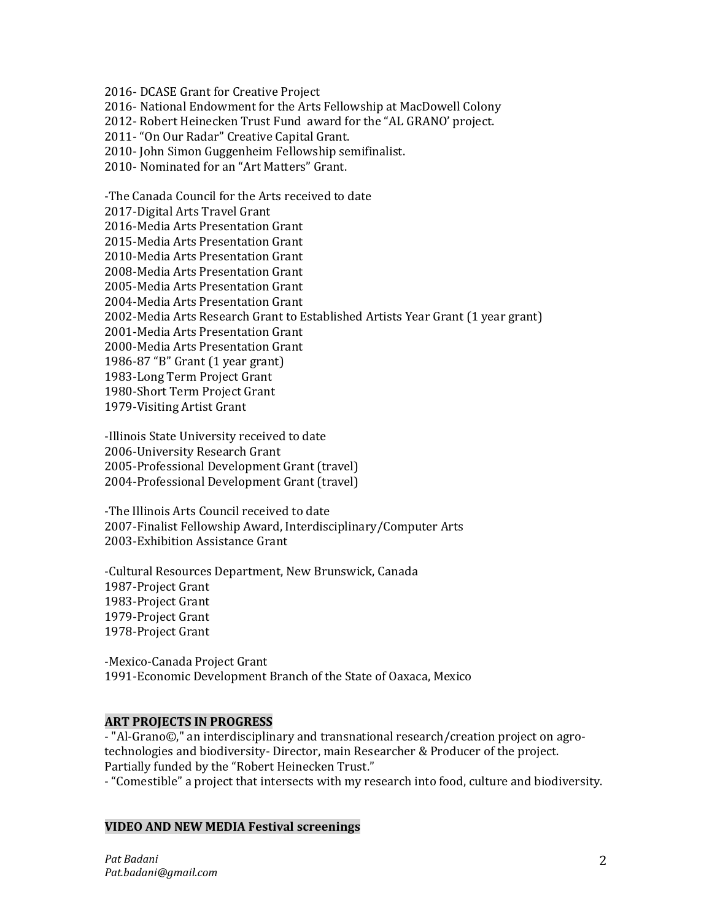2016- DCASE Grant for Creative Project
2016- National Endowment for the Arts Fellowship at MacDowell Colony
2012- Robert Heinecken Trust Fund award for the "AL GRANO' project.
2011- "On Our Radar" Creative Capital Grant.
2010- John Simon Guggenheim Fellowship semifinalist.
2010- Nominated for an "Art Matters" Grant.

-The Canada Council for the Arts received to date
2017-Digital Arts Travel Grant
2016-Media Arts Presentation Grant
2015-Media Arts Presentation Grant
2010-Media Arts Presentation Grant
2008-Media Arts Presentation Grant
2005-Media Arts Presentation Grant
2004-Media Arts Presentation Grant
2002-Media Arts Research Grant to Established Artists Year Grant (1 year grant)
2001-Media Arts Presentation Grant
2000-Media Arts Presentation Grant
1986-87 "B" Grant (1 year grant)
1983-Long Term Project Grant
1980-Short Term Project Grant
1979-Visiting Artist Grant

-Illinois State University received to date
2006-University Research Grant
2005-Professional Development Grant (travel)
2004-Professional Development Grant (travel)

-The Illinois Arts Council received to date
2007-Finalist Fellowship Award, Interdisciplinary/Computer Arts
2003-Exhibition Assistance Grant

-Cultural Resources Department, New Brunswick, Canada
1987-Project Grant
1983-Project Grant
1979-Project Grant
1978-Project Grant

-Mexico-Canada Project Grant
1991-Economic Development Branch of the State of Oaxaca, Mexico

## ART PROJECTS IN PROGRESS

- "Al-Grano©," an interdisciplinary and transnational research/creation project on agro-technologies and biodiversity- Director, main Researcher & Producer of the project. Partially funded by the "Robert Heinecken Trust."
- "Comestible" a project that intersects with my research into food, culture and biodiversity.

## VIDEO AND NEW MEDIA Festival screenings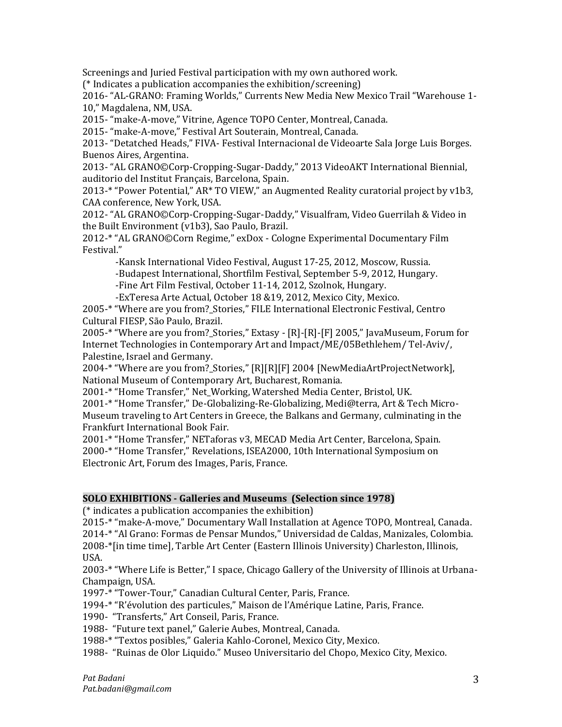Screenings and Juried Festival participation with my own authored work.
(* Indicates a publication accompanies the exhibition/screening)

2016- "AL-GRANO: Framing Worlds," Currents New Media New Mexico Trail "Warehouse 1-10," Magdalena, NM, USA.

2015- "make-A-move," Vitrine, Agence TOPO Center, Montreal, Canada.

2015- "make-A-move," Festival Art Souterain, Montreal, Canada.

2013- "Detatched Heads," FIVA- Festival Internacional de Videoarte Sala Jorge Luis Borges. Buenos Aires, Argentina.

2013- "AL GRANO©Corp-Cropping-Sugar-Daddy," 2013 VideoAKT International Biennial, auditorio del Institut Français, Barcelona, Spain.

2013-* "Power Potential," AR* TO VIEW," an Augmented Reality curatorial project by v1b3, CAA conference, New York, USA.

2012- "AL GRANO©Corp-Cropping-Sugar-Daddy," Visualfram, Video Guerrilah & Video in the Built Environment (v1b3), Sao Paulo, Brazil.

2012-* "AL GRANO©Corn Regime," exDox - Cologne Experimental Documentary Film Festival."

- -Kansk International Video Festival, August 17-25, 2012, Moscow, Russia.
- -Budapest International, Shortfilm Festival, September 5-9, 2012, Hungary.
- -Fine Art Film Festival, October 11-14, 2012, Szolnok, Hungary.
- -ExTeresa Arte Actual, October 18 &19, 2012, Mexico City, Mexico.

2005-* "Where are you from?_Stories," FILE International Electronic Festival, Centro Cultural FIESP, São Paulo, Brazil.

2005-* "Where are you from?_Stories," Extasy - [R]-[R]-[F] 2005," JavaMuseum, Forum for Internet Technologies in Contemporary Art and Impact/ME/05Bethlehem/ Tel-Aviv/, Palestine, Israel and Germany.

2004-* "Where are you from?_Stories," [R][R][F] 2004 [NewMediaArtProjectNetwork], National Museum of Contemporary Art, Bucharest, Romania.

2001-* "Home Transfer," Net_Working, Watershed Media Center, Bristol, UK.

2001-* "Home Transfer," De-Globalizing-Re-Globalizing, Medi@terra, Art & Tech Micro-Museum traveling to Art Centers in Greece, the Balkans and Germany, culminating in the Frankfurt International Book Fair.

2001-* "Home Transfer," NETaforas v3, MECAD Media Art Center, Barcelona, Spain.

2000-* "Home Transfer," Revelations, ISEA2000, 10th International Symposium on Electronic Art, Forum des Images, Paris, France.

## SOLO EXHIBITIONS - Galleries and Museums (Selection since 1978)

(* indicates a publication accompanies the exhibition)

2015-* "make-A-move," Documentary Wall Installation at Agence TOPO, Montreal, Canada.

2014-* "Al Grano: Formas de Pensar Mundos," Universidad de Caldas, Manizales, Colombia.

2008-*[in time time], Tarble Art Center (Eastern Illinois University) Charleston, Illinois, USA.

2003-* "Where Life is Better," I space, Chicago Gallery of the University of Illinois at Urbana-Champaign, USA.

1997-* "Tower-Tour," Canadian Cultural Center, Paris, France.

1994-* "R'évolution des particules," Maison de l'Amérique Latine, Paris, France.

1990- "Transferts," Art Conseil, Paris, France.

1988- "Future text panel," Galerie Aubes, Montreal, Canada.

1988-* "Textos posibles," Galeria Kahlo-Coronel, Mexico City, Mexico.

1988- "Ruinas de Olor Liquido." Museo Universitario del Chopo, Mexico City, Mexico.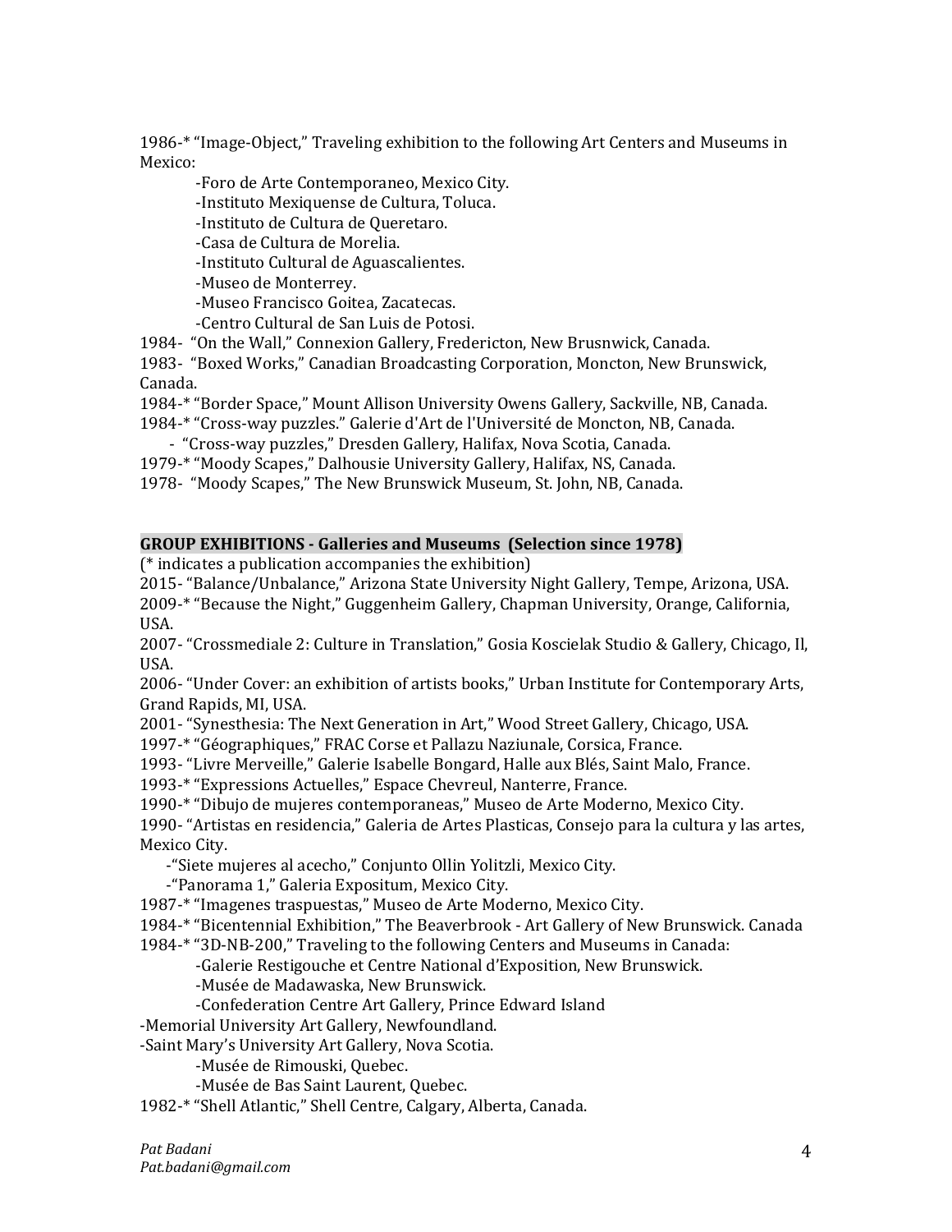1986-* “Image-Object,” Traveling exhibition to the following Art Centers and Museums in Mexico:

- Foro de Arte Contemporaneo, Mexico City.
- Instituto Mexiquense de Cultura, Toluca.
- Instituto de Cultura de Queretaro.
- Casa de Cultura de Morelia.
- Instituto Cultural de Aguascalientes.
- Museo de Monterrey.
- Museo Francisco Goitea, Zacatecas.
- Centro Cultural de San Luis de Potosi.

1984- “On the Wall,” Connexion Gallery, Fredericton, New Brusnwick, Canada.

1983- “Boxed Works,” Canadian Broadcasting Corporation, Moncton, New Brunswick, Canada.

1984-* “Border Space,” Mount Allison University Owens Gallery, Sackville, NB, Canada.

1984-* “Cross-way puzzles.” Galerie d'Art de l'Université de Moncton, NB, Canada.

- “Cross-way puzzles,” Dresden Gallery, Halifax, Nova Scotia, Canada.

1979-* “Moody Scapes,” Dalhousie University Gallery, Halifax, NS, Canada.

1978- “Moody Scapes,” The New Brunswick Museum, St. John, NB, Canada.

## GROUP EXHIBITIONS - Galleries and Museums (Selection since 1978)

(* indicates a publication accompanies the exhibition)

2015- “Balance/Unbalance,” Arizona State University Night Gallery, Tempe, Arizona, USA.

2009-* “Because the Night,” Guggenheim Gallery, Chapman University, Orange, California, USA.

2007- “Crossmediale 2: Culture in Translation,” Gosia Koscielak Studio & Gallery, Chicago, Il, USA.

2006- “Under Cover: an exhibition of artists books,” Urban Institute for Contemporary Arts, Grand Rapids, MI, USA.

2001- “Synesthesia: The Next Generation in Art,” Wood Street Gallery, Chicago, USA.

1997-* “Géographiques,” FRAC Corse et Pallazu Naziunale, Corsica, France.

1993- “Livre Merveille,” Galerie Isabelle Bongard, Halle aux Blés, Saint Malo, France.

1993-* “Expressions Actuelles,” Espace Chevreul, Nanterre, France.

1990-* “Dibujo de mujeres contemporaneas,” Museo de Arte Moderno, Mexico City.

1990- “Artistas en residencia,” Galeria de Artes Plasticas, Consejo para la cultura y las artes, Mexico City.

- “Siete mujeres al acecho,” Conjunto Ollin Yolitzli, Mexico City.
- “Panorama 1,” Galeria Expositum, Mexico City.

1987-* “Imagenes traspuestas,” Museo de Arte Moderno, Mexico City.

1984-* “Bicentennial Exhibition,” The Beaverbrook - Art Gallery of New Brunswick. Canada

1984-* “3D-NB-200,” Traveling to the following Centers and Museums in Canada:

- Galerie Restigouche et Centre National d'Exposition, New Brunswick.
- Musée de Madawaska, New Brunswick.
- Confederation Centre Art Gallery, Prince Edward Island
- Memorial University Art Gallery, Newfoundland.
- Saint Mary's University Art Gallery, Nova Scotia.
- Musée de Rimouski, Quebec.
- Musée de Bas Saint Laurent, Quebec.

1982-* “Shell Atlantic,” Shell Centre, Calgary, Alberta, Canada.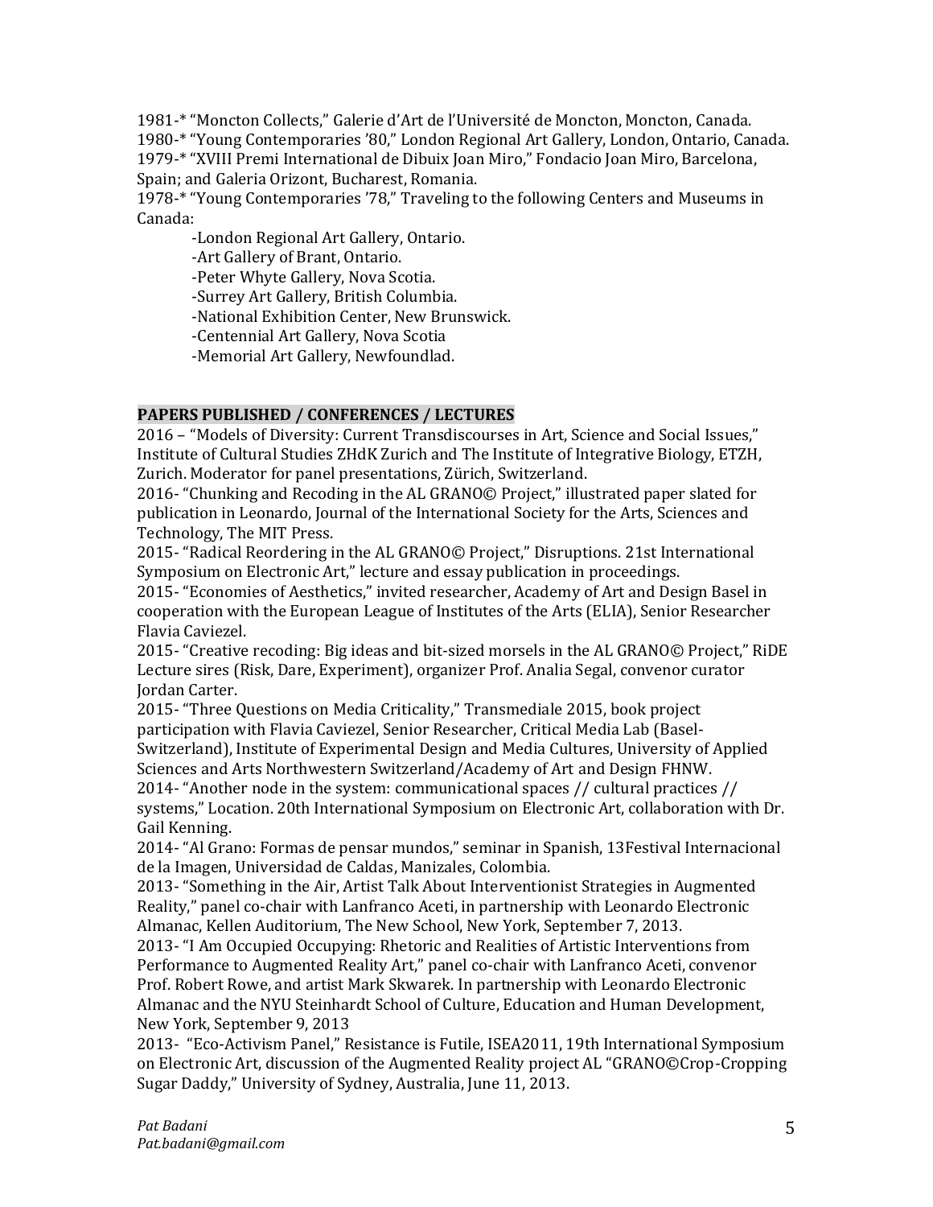1981-* "Moncton Collects," Galerie d'Art de l'Université de Moncton, Moncton, Canada.
1980-* "Young Contemporaries '80," London Regional Art Gallery, London, Ontario, Canada.
1979-* "XVIII Premi International de Dibuix Joan Miro," Fondacio Joan Miro, Barcelona, Spain; and Galeria Orizont, Bucharest, Romania.
1978-* "Young Contemporaries '78," Traveling to the following Centers and Museums in Canada:

- London Regional Art Gallery, Ontario.
- Art Gallery of Brant, Ontario.
- Peter Whyte Gallery, Nova Scotia.
- Surrey Art Gallery, British Columbia.
- National Exhibition Center, New Brunswick.
- Centennial Art Gallery, Nova Scotia
- Memorial Art Gallery, Newfoundlad.

## PAPERS PUBLISHED / CONFERENCES / LECTURES

2016 – "Models of Diversity: Current Transdiscourses in Art, Science and Social Issues," Institute of Cultural Studies ZHdK Zurich and The Institute of Integrative Biology, ETZH, Zurich. Moderator for panel presentations, Zürich, Switzerland.
2016- "Chunking and Recoding in the AL GRANO© Project," illustrated paper slated for publication in Leonardo, Journal of the International Society for the Arts, Sciences and Technology, The MIT Press.
2015- "Radical Reordering in the AL GRANO© Project," Disruptions. 21st International Symposium on Electronic Art," lecture and essay publication in proceedings.
2015- "Economies of Aesthetics," invited researcher, Academy of Art and Design Basel in cooperation with the European League of Institutes of the Arts (ELIA), Senior Researcher Flavia Caviezel.
2015- "Creative recoding: Big ideas and bit-sized morsels in the AL GRANO© Project," RiDE Lecture sires (Risk, Dare, Experiment), organizer Prof. Analia Segal, convenor curator Jordan Carter.
2015- "Three Questions on Media Criticality," Transmediale 2015, book project participation with Flavia Caviezel, Senior Researcher, Critical Media Lab (Basel-Switzerland), Institute of Experimental Design and Media Cultures, University of Applied Sciences and Arts Northwestern Switzerland/Academy of Art and Design FHNW.
2014- "Another node in the system: communicational spaces // cultural practices // systems," Location. 20th International Symposium on Electronic Art, collaboration with Dr. Gail Kenning.
2014- "Al Grano: Formas de pensar mundos," seminar in Spanish, 13Festival Internacional de la Imagen, Universidad de Caldas, Manizales, Colombia.
2013- "Something in the Air, Artist Talk About Interventionist Strategies in Augmented Reality," panel co-chair with Lanfranco Aceti, in partnership with Leonardo Electronic Almanac, Kellen Auditorium, The New School, New York, September 7, 2013.
2013- "I Am Occupied Occupying: Rhetoric and Realities of Artistic Interventions from Performance to Augmented Reality Art," panel co-chair with Lanfranco Aceti, convenor Prof. Robert Rowe, and artist Mark Skwarek. In partnership with Leonardo Electronic Almanac and the NYU Steinhardt School of Culture, Education and Human Development, New York, September 9, 2013
2013- "Eco-Activism Panel," Resistance is Futile, ISEA2011, 19th International Symposium on Electronic Art, discussion of the Augmented Reality project AL "GRANO©Crop-Cropping Sugar Daddy," University of Sydney, Australia, June 11, 2013.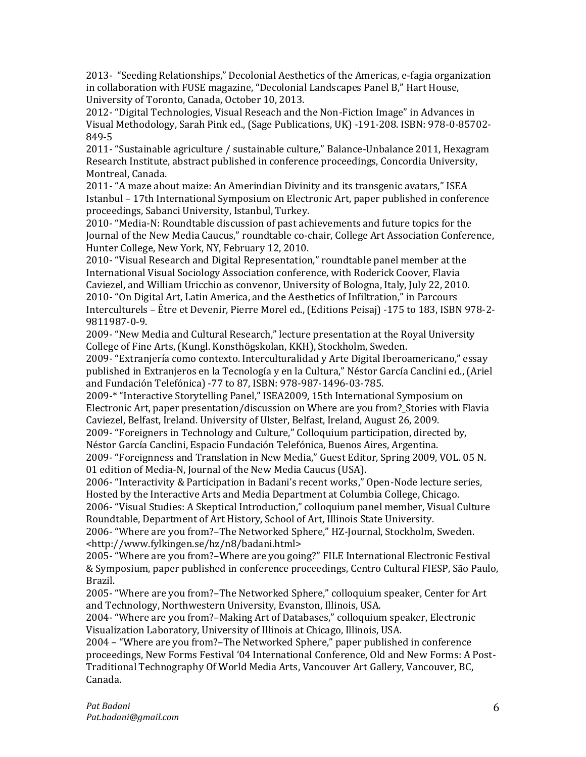2013- “Seeding Relationships,” Decolonial Aesthetics of the Americas, e-fagia organization in collaboration with FUSE magazine, “Decolonial Landscapes Panel B,” Hart House, University of Toronto, Canada, October 10, 2013.

2012- “Digital Technologies, Visual Reseach and the Non-Fiction Image” in Advances in Visual Methodology, Sarah Pink ed., (Sage Publications, UK) -191-208. ISBN: 978-0-85702-849-5

2011- “Sustainable agriculture / sustainable culture,” Balance-Unbalance 2011, Hexagram Research Institute, abstract published in conference proceedings, Concordia University, Montreal, Canada.

2011- “A maze about maize: An Amerindian Divinity and its transgenic avatars,” ISEA Istanbul – 17th International Symposium on Electronic Art, paper published in conference proceedings, Sabanci University, Istanbul, Turkey.

2010- “Media-N: Roundtable discussion of past achievements and future topics for the Journal of the New Media Caucus,” roundtable co-chair, College Art Association Conference, Hunter College, New York, NY, February 12, 2010.

2010- “Visual Research and Digital Representation,” roundtable panel member at the International Visual Sociology Association conference, with Roderick Coover, Flavia Caviezel, and William Uricchio as convenor, University of Bologna, Italy, July 22, 2010.

2010- “On Digital Art, Latin America, and the Aesthetics of Infiltration,” in Parcours Interculturels – Être et Devenir, Pierre Morel ed., (Editions Peisaj) -175 to 183, ISBN 978-2-9811987-0-9.

2009- “New Media and Cultural Research,” lecture presentation at the Royal University College of Fine Arts, (Kungl. Konsthögskolan, KKH), Stockholm, Sweden.

2009- “Extranjería como contexto. Interculturalidad y Arte Digital Iberoamericano,” essay published in Extranjeros en la Tecnología y en la Cultura,” Néstor García Canclini ed., (Ariel and Fundación Telefónica) -77 to 87, ISBN: 978-987-1496-03-785.

2009-* “Interactive Storytelling Panel,” ISEA2009, 15th International Symposium on Electronic Art, paper presentation/discussion on Where are you from?_Stories with Flavia Caviezel, Belfast, Ireland. University of Ulster, Belfast, Ireland, August 26, 2009.

2009- “Foreigners in Technology and Culture,” Colloquium participation, directed by, Néstor García Canclini, Espacio Fundación Telefónica, Buenos Aires, Argentina.

2009- “Foreignness and Translation in New Media,” Guest Editor, Spring 2009, VOL. 05 N. 01 edition of Media-N, Journal of the New Media Caucus (USA).

2006- “Interactivity & Participation in Badani’s recent works,” Open-Node lecture series, Hosted by the Interactive Arts and Media Department at Columbia College, Chicago.

2006- “Visual Studies: A Skeptical Introduction,” colloquium panel member, Visual Culture Roundtable, Department of Art History, School of Art, Illinois State University.

2006- “Where are you from?–The Networked Sphere,” HZ-Journal, Stockholm, Sweden. <http://www.fylkingen.se/hz/n8/badani.html>

2005- “Where are you from?–Where are you going?” FILE International Electronic Festival & Symposium, paper published in conference proceedings, Centro Cultural FIESP, São Paulo, Brazil.

2005- “Where are you from?–The Networked Sphere,” colloquium speaker, Center for Art and Technology, Northwestern University, Evanston, Illinois, USA.

2004- “Where are you from?–Making Art of Databases,” colloquium speaker, Electronic Visualization Laboratory, University of Illinois at Chicago, Illinois, USA.

2004 – “Where are you from?–The Networked Sphere,” paper published in conference proceedings, New Forms Festival ‘04 International Conference, Old and New Forms: A Post-Traditional Technography Of World Media Arts, Vancouver Art Gallery, Vancouver, BC, Canada.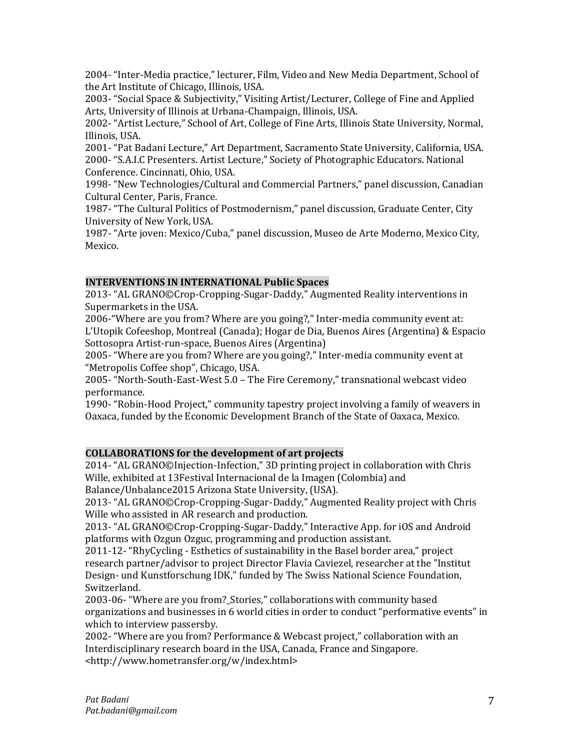2004- “Inter-Media practice,” lecturer, Film, Video and New Media Department, School of the Art Institute of Chicago, Illinois, USA.
2003- “Social Space & Subjectivity,” Visiting Artist/Lecturer, College of Fine and Applied Arts, University of Illinois at Urbana-Champaign, Illinois, USA.
2002- “Artist Lecture,” School of Art, College of Fine Arts, Illinois State University, Normal, Illinois, USA.
2001- “Pat Badani Lecture,” Art Department, Sacramento State University, California, USA.
2000- “S.A.I.C Presenters. Artist Lecture,” Society of Photographic Educators. National Conference. Cincinnati, Ohio, USA.
1998- “New Technologies/Cultural and Commercial Partners,” panel discussion, Canadian Cultural Center, Paris, France.
1987- “The Cultural Politics of Postmodernism,” panel discussion, Graduate Center, City University of New York, USA.
1987- “Arte joven: Mexico/Cuba,” panel discussion, Museo de Arte Moderno, Mexico City, Mexico.

## INTERVENTIONS IN INTERNATIONAL Public Spaces

2013- “AL GRANO©Crop-Cropping-Sugar-Daddy,” Augmented Reality interventions in Supermarkets in the USA.
2006-“Where are you from? Where are you going?,” Inter-media community event at: L’Utopik Cofeeshop, Montreal (Canada); Hogar de Dia, Buenos Aires (Argentina) & Espacio Sottosopra Artist-run-space, Buenos Aires (Argentina)
2005- “Where are you from? Where are you going?,” Inter-media community event at “Metropolis Coffee shop”, Chicago, USA.
2005- “North-South-East-West 5.0 – The Fire Ceremony,” transnational webcast video performance.
1990- “Robin-Hood Project,” community tapestry project involving a family of weavers in Oaxaca, funded by the Economic Development Branch of the State of Oaxaca, Mexico.

## COLLABORATIONS for the development of art projects

2014- “AL GRANO©Injection-Infection,” 3D printing project in collaboration with Chris Wille, exhibited at 13Festival Internacional de la Imagen (Colombia) and Balance/Unbalance2015 Arizona State University, (USA).
2013- “AL GRANO©Crop-Cropping-Sugar-Daddy,” Augmented Reality project with Chris Wille who assisted in AR research and production.
2013- “AL GRANO©Crop-Cropping-Sugar-Daddy,” Interactive App. for iOS and Android platforms with Ozgun Ozguc, programming and production assistant.
2011-12- “RhyCycling - Esthetics of sustainability in the Basel border area,” project research partner/advisor to project Director Flavia Caviezel, researcher at the "Institut Design- und Kunstforschung IDK," funded by The Swiss National Science Foundation, Switzerland.
2003-06- “Where are you from?_Stories,” collaborations with community based organizations and businesses in 6 world cities in order to conduct “performative events” in which to interview passersby.
2002- “Where are you from? Performance & Webcast project,” collaboration with an Interdisciplinary research board in the USA, Canada, France and Singapore. <http://www.hometransfer.org/w/index.html>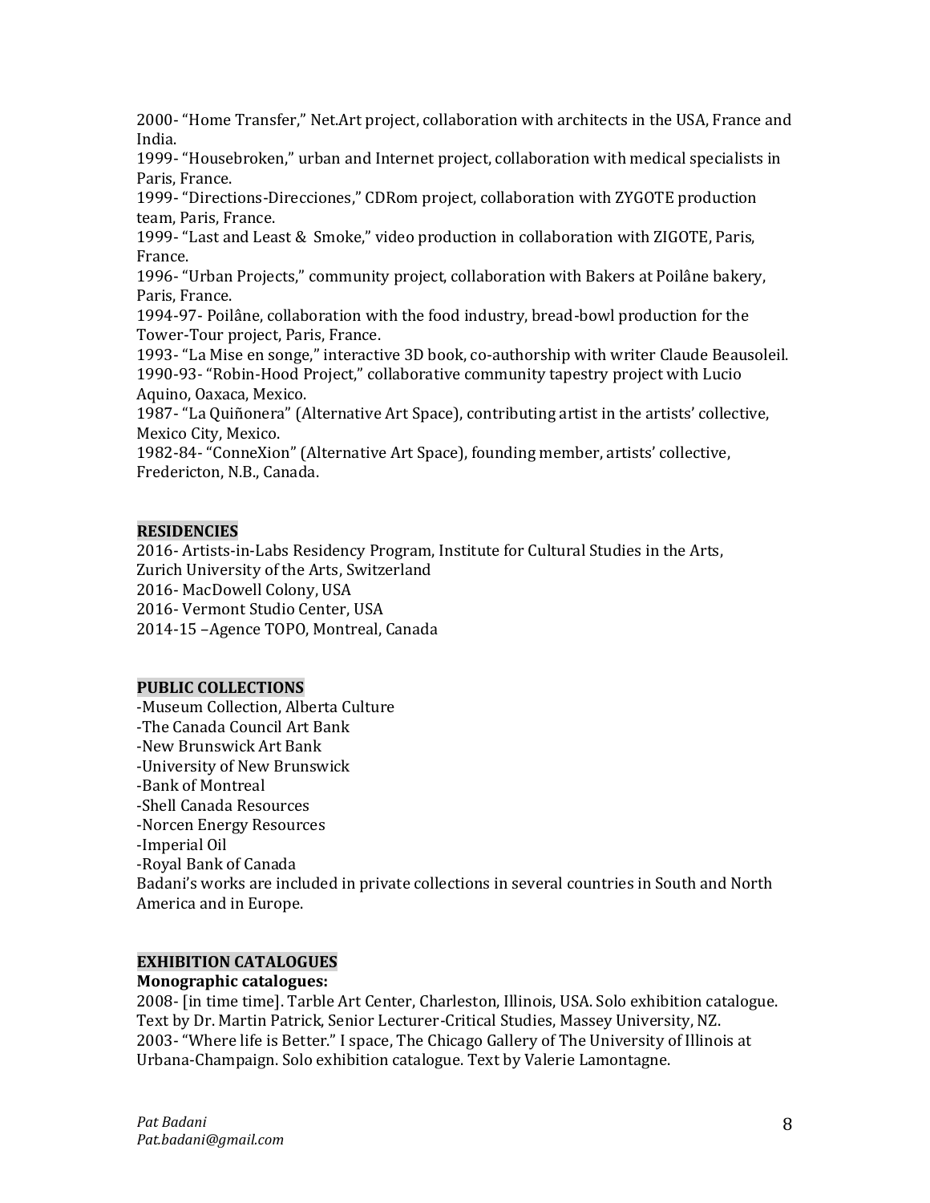2000- “Home Transfer,” Net.Art project, collaboration with architects in the USA, France and India.
1999- “Housebroken,” urban and Internet project, collaboration with medical specialists in Paris, France.
1999- “Directions-Direcciones,” CDRom project, collaboration with ZYGOTE production team, Paris, France.
1999- “Last and Least & Smoke,” video production in collaboration with ZIGOTE, Paris, France.
1996- “Urban Projects,” community project, collaboration with Bakers at Poilâne bakery, Paris, France.
1994-97- Poilâne, collaboration with the food industry, bread-bowl production for the Tower-Tour project, Paris, France.
1993- “La Mise en songe,” interactive 3D book, co-authorship with writer Claude Beausoleil.
1990-93- “Robin-Hood Project,” collaborative community tapestry project with Lucio Aquino, Oaxaca, Mexico.
1987- “La Quiñonera” (Alternative Art Space), contributing artist in the artists’ collective, Mexico City, Mexico.
1982-84- “ConneXion” (Alternative Art Space), founding member, artists’ collective, Fredericton, N.B., Canada.

## RESIDENCIES

2016- Artists-in-Labs Residency Program, Institute for Cultural Studies in the Arts, Zurich University of the Arts, Switzerland
2016- MacDowell Colony, USA
2016- Vermont Studio Center, USA
2014-15 –Agence TOPO, Montreal, Canada

## PUBLIC COLLECTIONS

-Museum Collection, Alberta Culture
-The Canada Council Art Bank
-New Brunswick Art Bank
-University of New Brunswick
-Bank of Montreal
-Shell Canada Resources
-Norcen Energy Resources
-Imperial Oil
-Royal Bank of Canada
Badani’s works are included in private collections in several countries in South and North America and in Europe.

## EXHIBITION CATALOGUES

**Monographic catalogues:**
2008- [in time time]. Tarble Art Center, Charleston, Illinois, USA. Solo exhibition catalogue. Text by Dr. Martin Patrick, Senior Lecturer-Critical Studies, Massey University, NZ.
2003- “Where life is Better.” I space, The Chicago Gallery of The University of Illinois at Urbana-Champaign. Solo exhibition catalogue. Text by Valerie Lamontagne.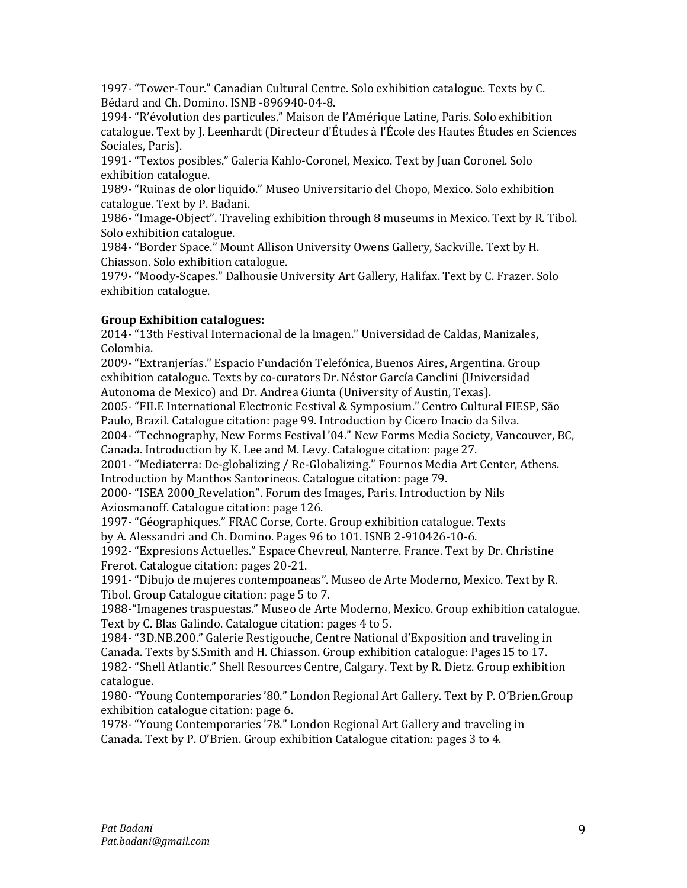1997- "Tower-Tour." Canadian Cultural Centre. Solo exhibition catalogue. Texts by C. Bédard and Ch. Domino. ISNB -896940-04-8.
1994- "R'évolution des particules." Maison de l'Amérique Latine, Paris. Solo exhibition catalogue. Text by J. Leenhardt (Directeur d'Études à l'École des Hautes Études en Sciences Sociales, Paris).
1991- "Textos posibles." Galeria Kahlo-Coronel, Mexico. Text by Juan Coronel. Solo exhibition catalogue.
1989- "Ruinas de olor liquido." Museo Universitario del Chopo, Mexico. Solo exhibition catalogue. Text by P. Badani.
1986- "Image-Object". Traveling exhibition through 8 museums in Mexico. Text by R. Tibol. Solo exhibition catalogue.
1984- "Border Space." Mount Allison University Owens Gallery, Sackville. Text by H. Chiasson. Solo exhibition catalogue.
1979- "Moody-Scapes." Dalhousie University Art Gallery, Halifax. Text by C. Frazer. Solo exhibition catalogue.

**Group Exhibition catalogues:**
2014- "13th Festival Internacional de la Imagen." Universidad de Caldas, Manizales, Colombia.
2009- "Extranjerías." Espacio Fundación Telefónica, Buenos Aires, Argentina. Group exhibition catalogue. Texts by co-curators Dr. Néstor García Canclini (Universidad Autonoma de Mexico) and Dr. Andrea Giunta (University of Austin, Texas).
2005- "FILE International Electronic Festival & Symposium." Centro Cultural FIESP, São Paulo, Brazil. Catalogue citation: page 99. Introduction by Cicero Inacio da Silva.
2004- "Technography, New Forms Festival '04." New Forms Media Society, Vancouver, BC, Canada. Introduction by K. Lee and M. Levy. Catalogue citation: page 27.
2001- "Mediaterra: De-globalizing / Re-Globalizing." Fournos Media Art Center, Athens. Introduction by Manthos Santorineos. Catalogue citation: page 79.
2000- "ISEA 2000_Revelation". Forum des Images, Paris. Introduction by Nils Aziosmanoff. Catalogue citation: page 126.
1997- "Géographiques." FRAC Corse, Corte. Group exhibition catalogue. Texts by A. Alessandri and Ch. Domino. Pages 96 to 101. ISNB 2-910426-10-6.
1992- "Expresions Actuelles." Espace Chevreul, Nanterre. France. Text by Dr. Christine Frerot. Catalogue citation: pages 20-21.
1991- "Dibujo de mujeres contempoaneas". Museo de Arte Moderno, Mexico. Text by R. Tibol. Group Catalogue citation: page 5 to 7.
1988-"Imagenes traspuestas." Museo de Arte Moderno, Mexico. Group exhibition catalogue. Text by C. Blas Galindo. Catalogue citation: pages 4 to 5.
1984- "3D.NB.200." Galerie Restigouche, Centre National d'Exposition and traveling in Canada. Texts by S.Smith and H. Chiasson. Group exhibition catalogue: Pages15 to 17.
1982- "Shell Atlantic." Shell Resources Centre, Calgary. Text by R. Dietz. Group exhibition catalogue.
1980- "Young Contemporaries '80." London Regional Art Gallery. Text by P. O'Brien.Group exhibition catalogue citation: page 6.
1978- "Young Contemporaries '78." London Regional Art Gallery and traveling in Canada. Text by P. O'Brien. Group exhibition Catalogue citation: pages 3 to 4.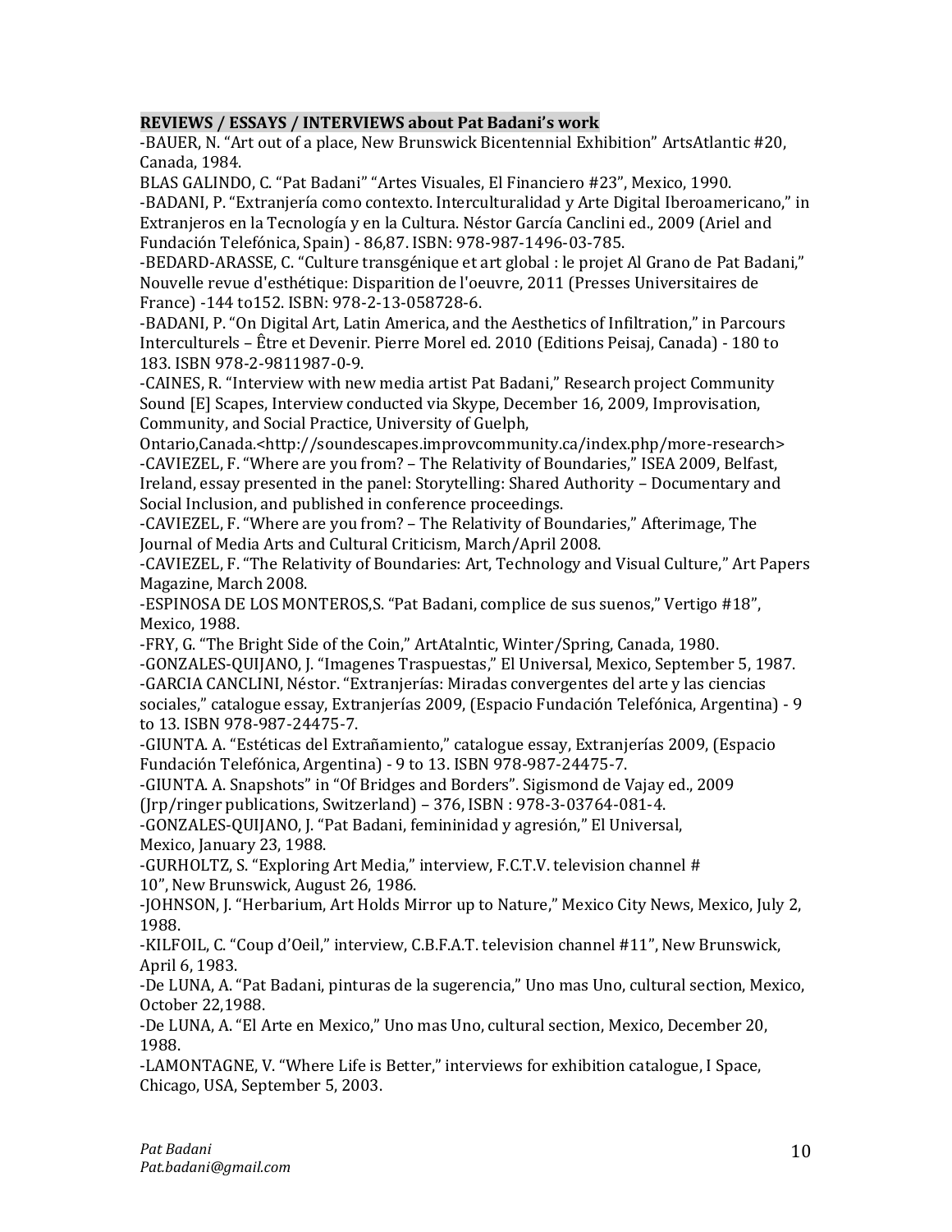**REVIEWS / ESSAYS / INTERVIEWS about Pat Badani's work**

-BAUER, N. "Art out of a place, New Brunswick Bicentennial Exhibition" ArtsAtlantic #20, Canada, 1984.

BLAS GALINDO, C. "Pat Badani" "Artes Visuales, El Financiero #23", Mexico, 1990.

-BADANI, P. "Extranjería como contexto. Interculturalidad y Arte Digital Iberoamericano," in Extranjeros en la Tecnología y en la Cultura. Néstor García Canclini ed., 2009 (Ariel and Fundación Telefónica, Spain) - 86,87. ISBN: 978-987-1496-03-785.

-BEDARD-ARASSE, C. "Culture transgénique et art global : le projet Al Grano de Pat Badani," Nouvelle revue d'esthétique: Disparition de l'oeuvre, 2011 (Presses Universitaires de France) -144 to152. ISBN: 978-2-13-058728-6.

-BADANI, P. "On Digital Art, Latin America, and the Aesthetics of Infiltration," in Parcours Interculturels – Être et Devenir. Pierre Morel ed. 2010 (Editions Peisaj, Canada) - 180 to 183. ISBN 978-2-9811987-0-9.

-CAINES, R. "Interview with new media artist Pat Badani," Research project Community Sound [E] Scapes, Interview conducted via Skype, December 16, 2009, Improvisation, Community, and Social Practice, University of Guelph, Ontario,Canada.<http://soundescapes.improvcommunity.ca/index.php/more-research>

-CAVIEZEL, F. "Where are you from? – The Relativity of Boundaries," ISEA 2009, Belfast, Ireland, essay presented in the panel: Storytelling: Shared Authority – Documentary and Social Inclusion, and published in conference proceedings.

-CAVIEZEL, F. "Where are you from? – The Relativity of Boundaries," Afterimage, The Journal of Media Arts and Cultural Criticism, March/April 2008.

-CAVIEZEL, F. "The Relativity of Boundaries: Art, Technology and Visual Culture," Art Papers Magazine, March 2008.

-ESPINOSA DE LOS MONTEROS,S. "Pat Badani, complice de sus suenos," Vertigo #18", Mexico, 1988.

-FRY, G. "The Bright Side of the Coin," ArtAtalntic, Winter/Spring, Canada, 1980.

-GONZALES-QUIJANO, J. "Imagenes Traspuestas," El Universal, Mexico, September 5, 1987.

-GARCIA CANCLINI, Néstor. "Extranjerías: Miradas convergentes del arte y las ciencias sociales," catalogue essay, Extranjerías 2009, (Espacio Fundación Telefónica, Argentina) - 9 to 13. ISBN 978-987-24475-7.

-GIUNTA. A. "Estéticas del Extrañamiento," catalogue essay, Extranjerías 2009, (Espacio Fundación Telefónica, Argentina) - 9 to 13. ISBN 978-987-24475-7.

-GIUNTA. A. Snapshots" in "Of Bridges and Borders". Sigismond de Vajay ed., 2009 (Jrp/ringer publications, Switzerland) – 376, ISBN : 978-3-03764-081-4.

-GONZALES-QUIJANO, J. "Pat Badani, femininidad y agresión," El Universal, Mexico, January 23, 1988.

-GURHOLTZ, S. "Exploring Art Media," interview, F.C.T.V. television channel # 10", New Brunswick, August 26, 1986.

-JOHNSON, J. "Herbarium, Art Holds Mirror up to Nature," Mexico City News, Mexico, July 2, 1988.

-KILFOIL, C. "Coup d'Oeil," interview, C.B.F.A.T. television channel #11", New Brunswick, April 6, 1983.

-De LUNA, A. "Pat Badani, pinturas de la sugerencia," Uno mas Uno, cultural section, Mexico, October 22,1988.

-De LUNA, A. "El Arte en Mexico," Uno mas Uno, cultural section, Mexico, December 20, 1988.

-LAMONTAGNE, V. "Where Life is Better," interviews for exhibition catalogue, I Space, Chicago, USA, September 5, 2003.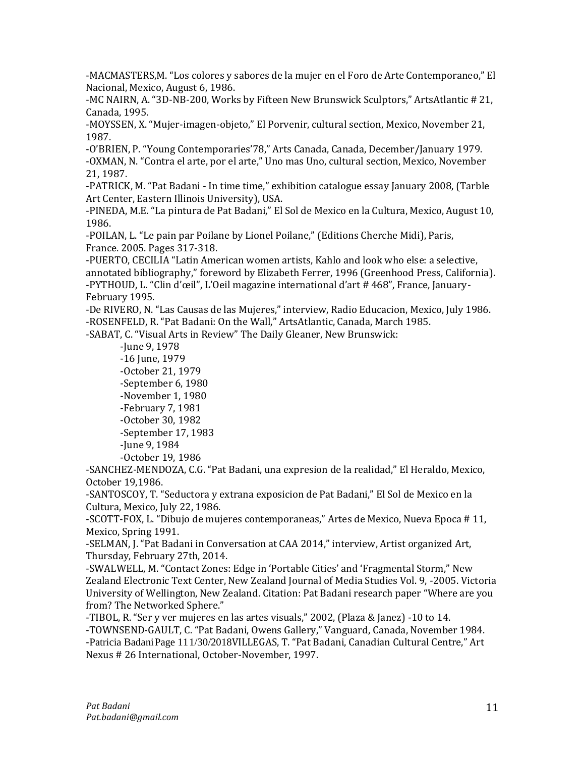-MACMASTERS,M. "Los colores y sabores de la mujer en el Foro de Arte Contemporaneo," El Nacional, Mexico, August 6, 1986.
-MC NAIRN, A. "3D-NB-200, Works by Fifteen New Brunswick Sculptors," ArtsAtlantic # 21, Canada, 1995.
-MOYSSEN, X. "Mujer-imagen-objeto," El Porvenir, cultural section, Mexico, November 21, 1987.
-O'BRIEN, P. "Young Contemporaries'78," Arts Canada, Canada, December/January 1979.
-OXMAN, N. "Contra el arte, por el arte," Uno mas Uno, cultural section, Mexico, November 21, 1987.
-PATRICK, M. "Pat Badani - In time time," exhibition catalogue essay January 2008, (Tarble Art Center, Eastern Illinois University), USA.
-PINEDA, M.E. "La pintura de Pat Badani," El Sol de Mexico en la Cultura, Mexico, August 10, 1986.
-POILAN, L. "Le pain par Poilane by Lionel Poilane," (Editions Cherche Midi), Paris, France. 2005. Pages 317-318.
-PUERTO, CECILIA "Latin American women artists, Kahlo and look who else: a selective, annotated bibliography," foreword by Elizabeth Ferrer, 1996 (Greenhood Press, California).
-PYTHOUD, L. "Clin d'œil", L'Oeil magazine international d'art # 468", France, January-February 1995.
-De RIVERO, N. "Las Causas de las Mujeres," interview, Radio Educacion, Mexico, July 1986.
-ROSENFELD, R. "Pat Badani: On the Wall," ArtsAtlantic, Canada, March 1985.
-SABAT, C. "Visual Arts in Review" The Daily Gleaner, New Brunswick:

- -June 9, 1978
- -16 June, 1979
- -October 21, 1979
- -September 6, 1980
- -November 1, 1980
- -February 7, 1981
- -October 30, 1982
- -September 17, 1983
- -June 9, 1984
- -October 19, 1986

-SANCHEZ-MENDOZA, C.G. "Pat Badani, una expresion de la realidad," El Heraldo, Mexico, October 19,1986.
-SANTOSCOY, T. "Seductora y extrana exposicion de Pat Badani," El Sol de Mexico en la Cultura, Mexico, July 22, 1986.
-SCOTT-FOX, L. "Dibujo de mujeres contemporaneas," Artes de Mexico, Nueva Epoca # 11, Mexico, Spring 1991.
-SELMAN, J. "Pat Badani in Conversation at CAA 2014," interview, Artist organized Art, Thursday, February 27th, 2014.
-SWALWELL, M. "Contact Zones: Edge in 'Portable Cities' and 'Fragmental Storm," New Zealand Electronic Text Center, New Zealand Journal of Media Studies Vol. 9, -2005. Victoria University of Wellington, New Zealand. Citation: Pat Badani research paper "Where are you from? The Networked Sphere."
-TIBOL, R. "Ser y ver mujeres en las artes visuals," 2002, (Plaza & Janez) -10 to 14.
-TOWNSEND-GAULT, C. "Pat Badani, Owens Gallery," Vanguard, Canada, November 1984.
-Patricia Badani Page 11 1/30/2018VILLEGAS, T. "Pat Badani, Canadian Cultural Centre," Art Nexus # 26 International, October-November, 1997.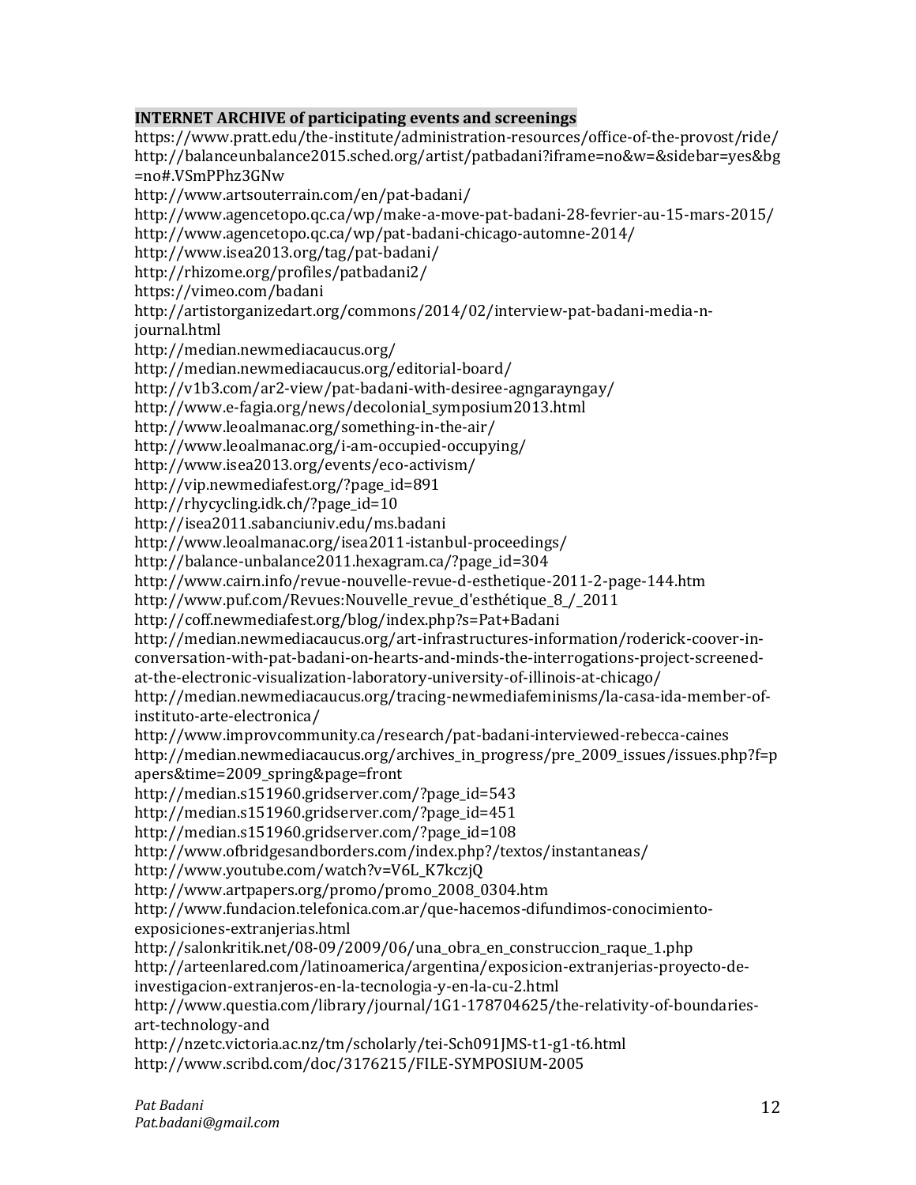**INTERNET ARCHIVE of participating events and screenings**

https://www.pratt.edu/the-institute/administration-resources/office-of-the-provost/ride/
http://balanceunbalance2015.sched.org/artist/patbadani?iframe=no&w=&sidebar=yes&bg=no#.VSmPPhz3GNw
http://www.artsouterrain.com/en/pat-badani/
http://www.agencetopo.qc.ca/wp/make-a-move-pat-badani-28-fevrier-au-15-mars-2015/
http://www.agencetopo.qc.ca/wp/pat-badani-chicago-automne-2014/
http://www.isea2013.org/tag/pat-badani/
http://rhizome.org/profiles/patbadani2/
https://vimeo.com/badani
http://artistorganizedart.org/commons/2014/02/interview-pat-badani-media-n-journal.html
http://median.newmediacaucus.org/
http://median.newmediacaucus.org/editorial-board/
http://v1b3.com/ar2-view/pat-badani-with-desiree-agngarayngay/
http://www.e-fagia.org/news/decolonial_symposium2013.html
http://www.leoalmanac.org/something-in-the-air/
http://www.leoalmanac.org/i-am-occupied-occupying/
http://www.isea2013.org/events/eco-activism/
http://vip.newmediafest.org/?page_id=891
http://rhycycling.idk.ch/?page_id=10
http://isea2011.sabanciuniv.edu/ms.badani
http://www.leoalmanac.org/isea2011-istanbul-proceedings/
http://balance-unbalance2011.hexagram.ca/?page_id=304
http://www.cairn.info/revue-nouvelle-revue-d-esthetique-2011-2-page-144.htm
http://www.puf.com/Revues:Nouvelle_revue_d'esthétique_8_/_2011
http://coff.newmediafest.org/blog/index.php?s=Pat+Badani
http://median.newmediacaucus.org/art-infrastructures-information/roderick-coover-in-conversation-with-pat-badani-on-hearts-and-minds-the-interrogations-project-screened-at-the-electronic-visualization-laboratory-university-of-illinois-at-chicago/
http://median.newmediacaucus.org/tracing-newmediafeminisms/la-casa-ida-member-of-instituto-arte-electronica/
http://www.improvcommunity.ca/research/pat-badani-interviewed-rebecca-caines
http://median.newmediacaucus.org/archives_in_progress/pre_2009_issues/issues.php?f=papers&time=2009_spring&page=front
http://median.s151960.gridserver.com/?page_id=543
http://median.s151960.gridserver.com/?page_id=451
http://median.s151960.gridserver.com/?page_id=108
http://www.ofbridgesandborders.com/index.php?/textos/instantaneas/
http://www.youtube.com/watch?v=V6L_K7kczjQ
http://www.artpapers.org/promo/promo_2008_0304.htm
http://www.fundacion.telefonica.com.ar/que-hacemos-difundimos-conocimiento-exposiciones-extranjerias.html
http://salonkritik.net/08-09/2009/06/una_obra_en_construccion_raque_1.php
http://arteenlared.com/latinoamerica/argentina/exposicion-extranjerias-proyecto-de-investigacion-extranjeros-en-la-tecnologia-y-en-la-cu-2.html
http://www.questia.com/library/journal/1G1-178704625/the-relativity-of-boundaries-art-technology-and
http://nzetc.victoria.ac.nz/tm/scholarly/tei-Sch091JMS-t1-g1-t6.html
http://www.scribd.com/doc/3176215/FILE-SYMPOSIUM-2005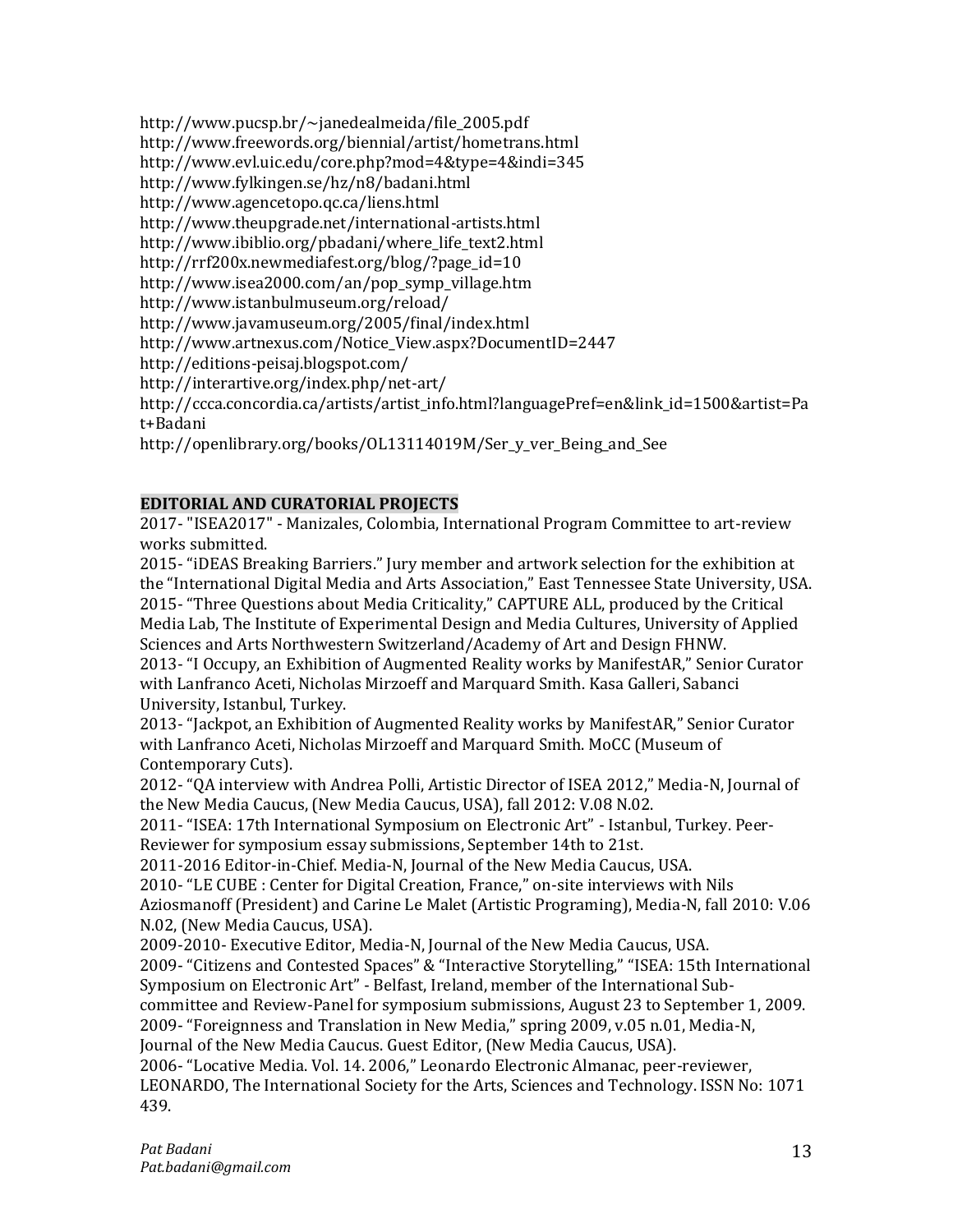http://www.pucsp.br/~janedealmeida/file_2005.pdf
http://www.freewords.org/biennial/artist/hometrans.html
http://www.evl.uic.edu/core.php?mod=4&type=4&indi=345
http://www.fylkingen.se/hz/n8/badani.html
http://www.agencetopo.qc.ca/liens.html
http://www.theupgrade.net/international-artists.html
http://www.ibiblio.org/pbadani/where_life_text2.html
http://rrf200x.newmediafest.org/blog/?page_id=10
http://www.isea2000.com/an/pop_symp_village.htm
http://www.istanbulmuseum.org/reload/
http://www.javamuseum.org/2005/final/index.html
http://www.artnexus.com/Notice_View.aspx?DocumentID=2447
http://editions-peisaj.blogspot.com/
http://interartive.org/index.php/net-art/
http://ccca.concordia.ca/artists/artist_info.html?languagePref=en&link_id=1500&artist=Pat+Badani
http://openlibrary.org/books/OL13114019M/Ser_y_ver_Being_and_See

**EDITORIAL AND CURATORIAL PROJECTS**

2017- "ISEA2017" - Manizales, Colombia, International Program Committee to art-review works submitted.
2015- "iDEAS Breaking Barriers." Jury member and artwork selection for the exhibition at the "International Digital Media and Arts Association," East Tennessee State University, USA.
2015- "Three Questions about Media Criticality," CAPTURE ALL, produced by the Critical Media Lab, The Institute of Experimental Design and Media Cultures, University of Applied Sciences and Arts Northwestern Switzerland/Academy of Art and Design FHNW.
2013- "I Occupy, an Exhibition of Augmented Reality works by ManifestAR," Senior Curator with Lanfranco Aceti, Nicholas Mirzoeff and Marquard Smith. Kasa Galleri, Sabanci University, Istanbul, Turkey.
2013- "Jackpot, an Exhibition of Augmented Reality works by ManifestAR," Senior Curator with Lanfranco Aceti, Nicholas Mirzoeff and Marquard Smith. MoCC (Museum of Contemporary Cuts).
2012- "QA interview with Andrea Polli, Artistic Director of ISEA 2012," Media-N, Journal of the New Media Caucus, (New Media Caucus, USA), fall 2012: V.08 N.02.
2011- "ISEA: 17th International Symposium on Electronic Art" - Istanbul, Turkey. Peer-Reviewer for symposium essay submissions, September 14th to 21st.
2011-2016 Editor-in-Chief. Media-N, Journal of the New Media Caucus, USA.
2010- "LE CUBE : Center for Digital Creation, France," on-site interviews with Nils Aziosmanoff (President) and Carine Le Malet (Artistic Programing), Media-N, fall 2010: V.06 N.02, (New Media Caucus, USA).
2009-2010- Executive Editor, Media-N, Journal of the New Media Caucus, USA.
2009- "Citizens and Contested Spaces" & "Interactive Storytelling," "ISEA: 15th International Symposium on Electronic Art" - Belfast, Ireland, member of the International Sub-committee and Review-Panel for symposium submissions, August 23 to September 1, 2009.
2009- "Foreignness and Translation in New Media," spring 2009, v.05 n.01, Media-N, Journal of the New Media Caucus. Guest Editor, (New Media Caucus, USA).
2006- "Locative Media. Vol. 14. 2006," Leonardo Electronic Almanac, peer-reviewer, LEONARDO, The International Society for the Arts, Sciences and Technology. ISSN No: 1071 439.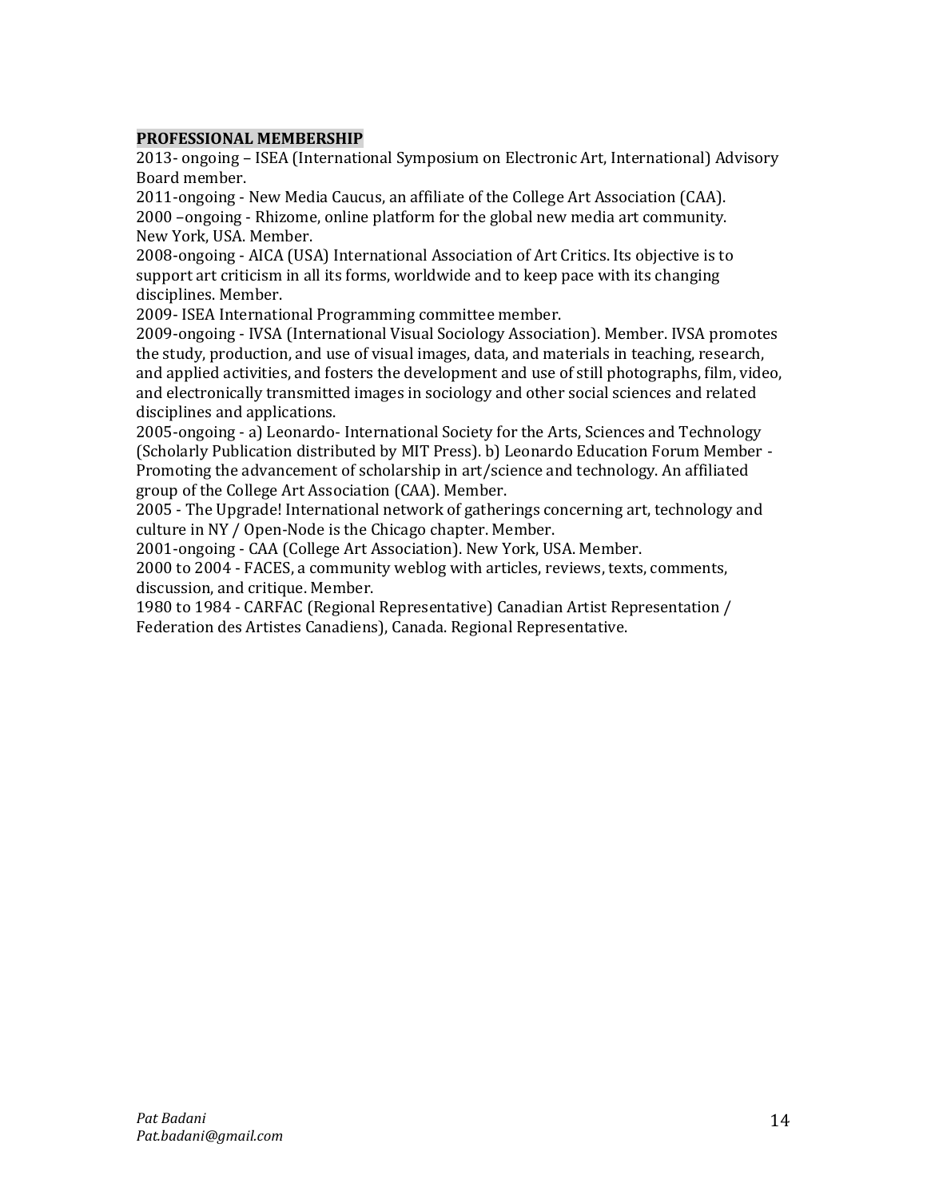**PROFESSIONAL MEMBERSHIP**

2013- ongoing – ISEA (International Symposium on Electronic Art, International) Advisory Board member.

2011-ongoing - New Media Caucus, an affiliate of the College Art Association (CAA).

2000 –ongoing - Rhizome, online platform for the global new media art community. New York, USA. Member.

2008-ongoing - AICA (USA) International Association of Art Critics. Its objective is to support art criticism in all its forms, worldwide and to keep pace with its changing disciplines. Member.

2009- ISEA International Programming committee member.

2009-ongoing - IVSA (International Visual Sociology Association). Member. IVSA promotes the study, production, and use of visual images, data, and materials in teaching, research, and applied activities, and fosters the development and use of still photographs, film, video, and electronically transmitted images in sociology and other social sciences and related disciplines and applications.

2005-ongoing - a) Leonardo- International Society for the Arts, Sciences and Technology (Scholarly Publication distributed by MIT Press). b) Leonardo Education Forum Member - Promoting the advancement of scholarship in art/science and technology. An affiliated group of the College Art Association (CAA). Member.

2005 - The Upgrade! International network of gatherings concerning art, technology and culture in NY / Open-Node is the Chicago chapter. Member.

2001-ongoing - CAA (College Art Association). New York, USA. Member.

2000 to 2004 - FACES, a community weblog with articles, reviews, texts, comments, discussion, and critique. Member.

1980 to 1984 - CARFAC (Regional Representative) Canadian Artist Representation / Federation des Artistes Canadiens), Canada. Regional Representative.